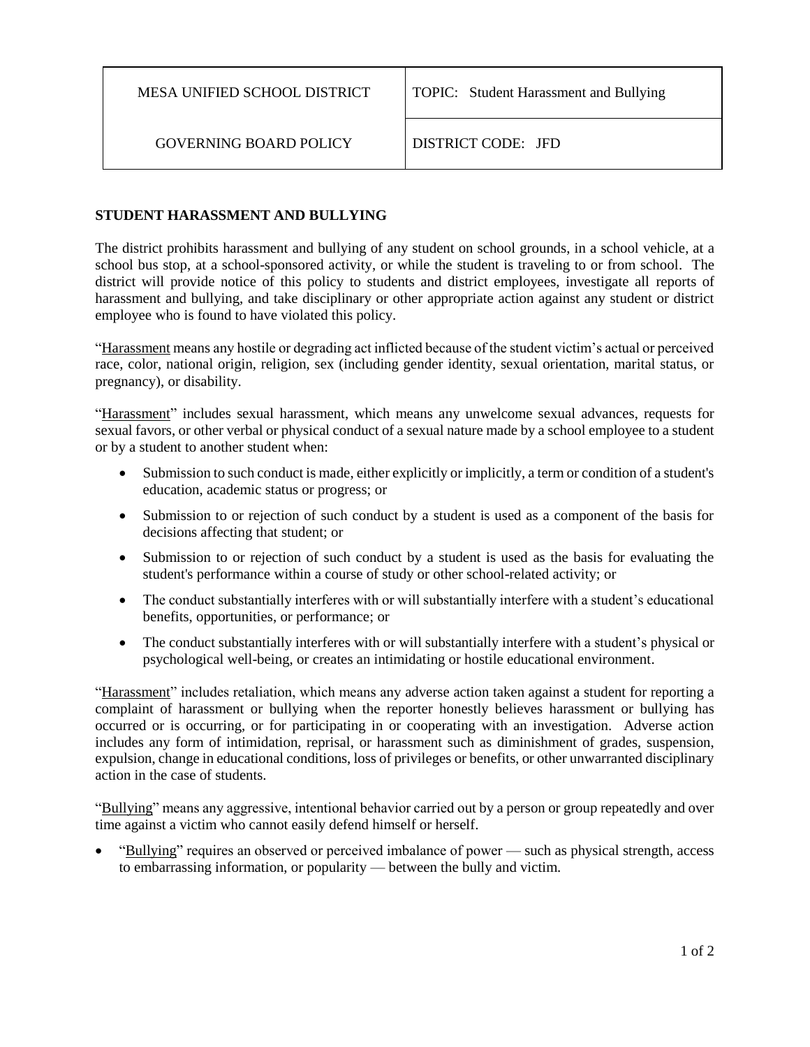| MESA UNIFIED SCHOOL DISTRICT | TOPIC: Student Harassment and Bullying |
| --- | --- |
| GOVERNING BOARD POLICY | DISTRICT CODE: JFD |

## STUDENT HARASSMENT AND BULLYING

The district prohibits harassment and bullying of any student on school grounds, in a school vehicle, at a school bus stop, at a school-sponsored activity, or while the student is traveling to or from school. The district will provide notice of this policy to students and district employees, investigate all reports of harassment and bullying, and take disciplinary or other appropriate action against any student or district employee who is found to have violated this policy.

"Harassment means any hostile or degrading act inflicted because of the student victim's actual or perceived race, color, national origin, religion, sex (including gender identity, sexual orientation, marital status, or pregnancy), or disability.

"Harassment" includes sexual harassment, which means any unwelcome sexual advances, requests for sexual favors, or other verbal or physical conduct of a sexual nature made by a school employee to a student or by a student to another student when:

- Submission to such conduct is made, either explicitly or implicitly, a term or condition of a student's education, academic status or progress; or
- Submission to or rejection of such conduct by a student is used as a component of the basis for decisions affecting that student; or
- Submission to or rejection of such conduct by a student is used as the basis for evaluating the student's performance within a course of study or other school-related activity; or
- The conduct substantially interferes with or will substantially interfere with a student's educational benefits, opportunities, or performance; or
- The conduct substantially interferes with or will substantially interfere with a student's physical or psychological well-being, or creates an intimidating or hostile educational environment.

"Harassment" includes retaliation, which means any adverse action taken against a student for reporting a complaint of harassment or bullying when the reporter honestly believes harassment or bullying has occurred or is occurring, or for participating in or cooperating with an investigation. Adverse action includes any form of intimidation, reprisal, or harassment such as diminishment of grades, suspension, expulsion, change in educational conditions, loss of privileges or benefits, or other unwarranted disciplinary action in the case of students.

"Bullying" means any aggressive, intentional behavior carried out by a person or group repeatedly and over time against a victim who cannot easily defend himself or herself.

- "Bullying" requires an observed or perceived imbalance of power — such as physical strength, access to embarrassing information, or popularity — between the bully and victim.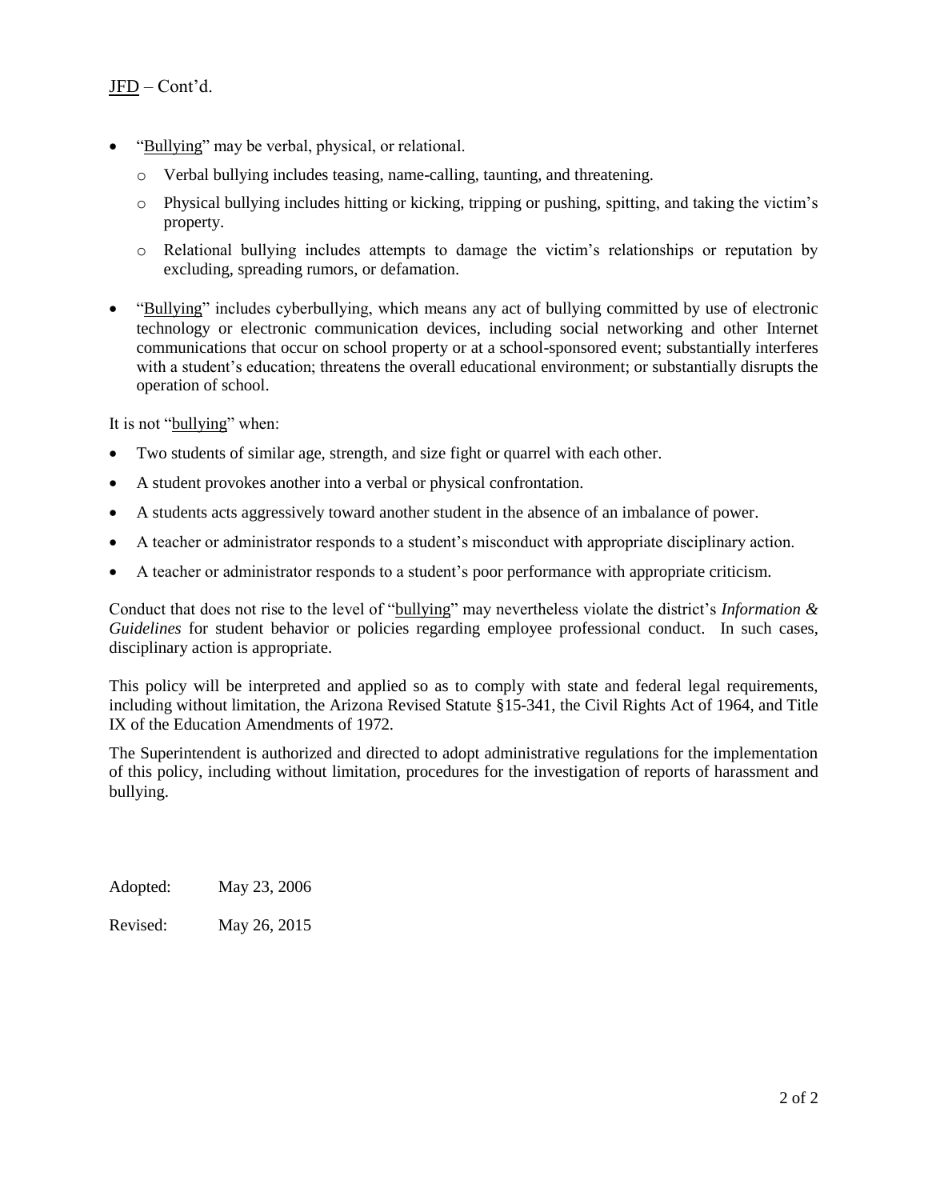JFD – Cont'd.

- "Bullying" may be verbal, physical, or relational.
  - Verbal bullying includes teasing, name-calling, taunting, and threatening.
  - Physical bullying includes hitting or kicking, tripping or pushing, spitting, and taking the victim's property.
  - Relational bullying includes attempts to damage the victim's relationships or reputation by excluding, spreading rumors, or defamation.
- "Bullying" includes cyberbullying, which means any act of bullying committed by use of electronic technology or electronic communication devices, including social networking and other Internet communications that occur on school property or at a school-sponsored event; substantially interferes with a student's education; threatens the overall educational environment; or substantially disrupts the operation of school.

It is not "bullying" when:

- Two students of similar age, strength, and size fight or quarrel with each other.
- A student provokes another into a verbal or physical confrontation.
- A students acts aggressively toward another student in the absence of an imbalance of power.
- A teacher or administrator responds to a student's misconduct with appropriate disciplinary action.
- A teacher or administrator responds to a student's poor performance with appropriate criticism.

Conduct that does not rise to the level of "bullying" may nevertheless violate the district's *Information & Guidelines* for student behavior or policies regarding employee professional conduct. In such cases, disciplinary action is appropriate.

This policy will be interpreted and applied so as to comply with state and federal legal requirements, including without limitation, the Arizona Revised Statute §15-341, the Civil Rights Act of 1964, and Title IX of the Education Amendments of 1972.

The Superintendent is authorized and directed to adopt administrative regulations for the implementation of this policy, including without limitation, procedures for the investigation of reports of harassment and bullying.

Adopted: May 23, 2006

Revised: May 26, 2015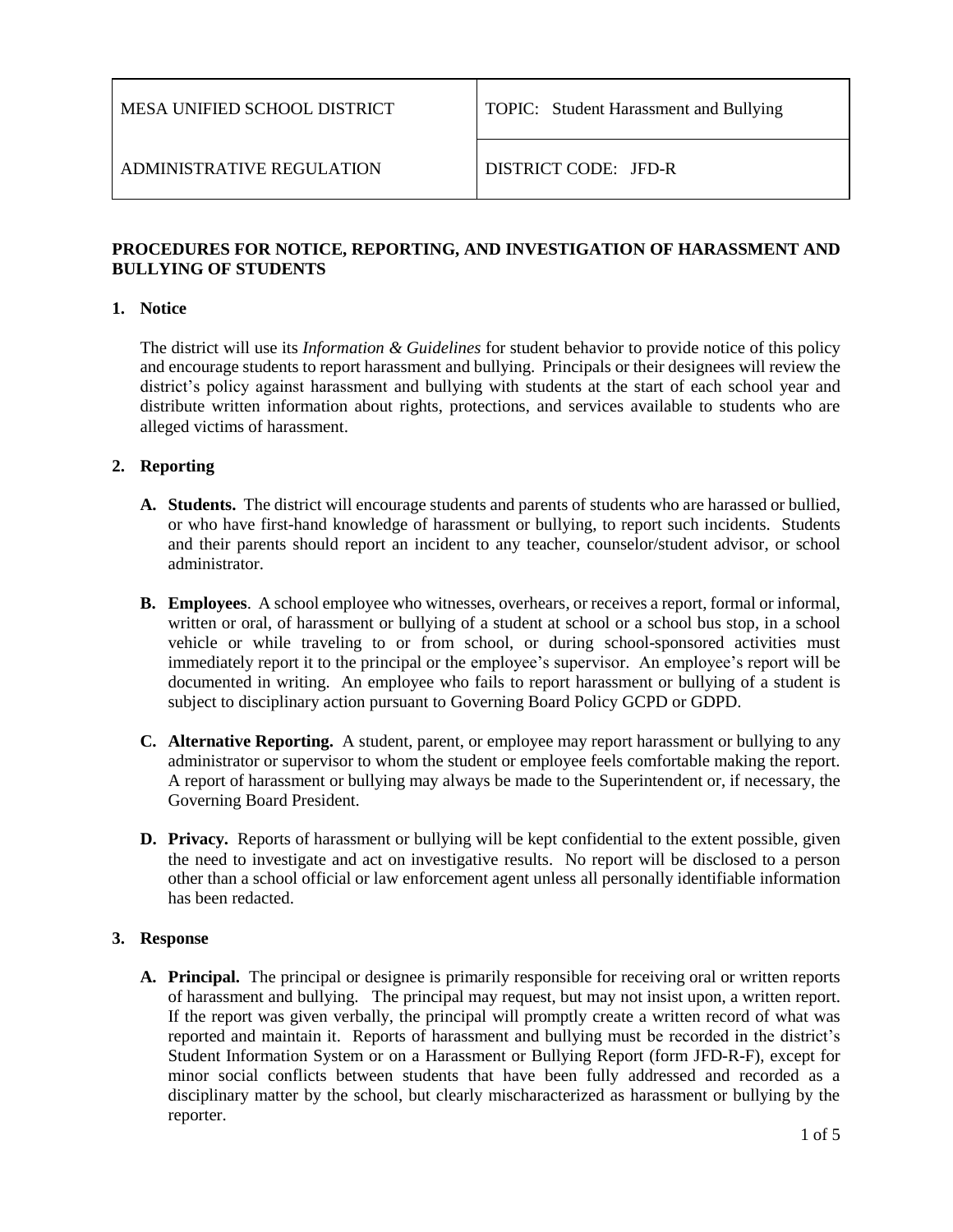| MESA UNIFIED SCHOOL DISTRICT | TOPIC: Student Harassment and Bullying |
| --- | --- |
| ADMINISTRATIVE REGULATION | DISTRICT CODE: JFD-R |

## PROCEDURES FOR NOTICE, REPORTING, AND INVESTIGATION OF HARASSMENT AND BULLYING OF STUDENTS

### 1. Notice

The district will use its *Information & Guidelines* for student behavior to provide notice of this policy and encourage students to report harassment and bullying. Principals or their designees will review the district's policy against harassment and bullying with students at the start of each school year and distribute written information about rights, protections, and services available to students who are alleged victims of harassment.

### 2. Reporting

**A. Students.** The district will encourage students and parents of students who are harassed or bullied, or who have first-hand knowledge of harassment or bullying, to report such incidents. Students and their parents should report an incident to any teacher, counselor/student advisor, or school administrator.

**B. Employees**. A school employee who witnesses, overhears, or receives a report, formal or informal, written or oral, of harassment or bullying of a student at school or a school bus stop, in a school vehicle or while traveling to or from school, or during school-sponsored activities must immediately report it to the principal or the employee's supervisor. An employee's report will be documented in writing. An employee who fails to report harassment or bullying of a student is subject to disciplinary action pursuant to Governing Board Policy GCPD or GDPD.

**C. Alternative Reporting.** A student, parent, or employee may report harassment or bullying to any administrator or supervisor to whom the student or employee feels comfortable making the report. A report of harassment or bullying may always be made to the Superintendent or, if necessary, the Governing Board President.

**D. Privacy.** Reports of harassment or bullying will be kept confidential to the extent possible, given the need to investigate and act on investigative results. No report will be disclosed to a person other than a school official or law enforcement agent unless all personally identifiable information has been redacted.

### 3. Response

**A. Principal.** The principal or designee is primarily responsible for receiving oral or written reports of harassment and bullying. The principal may request, but may not insist upon, a written report. If the report was given verbally, the principal will promptly create a written record of what was reported and maintain it. Reports of harassment and bullying must be recorded in the district's Student Information System or on a Harassment or Bullying Report (form JFD-R-F), except for minor social conflicts between students that have been fully addressed and recorded as a disciplinary matter by the school, but clearly mischaracterized as harassment or bullying by the reporter.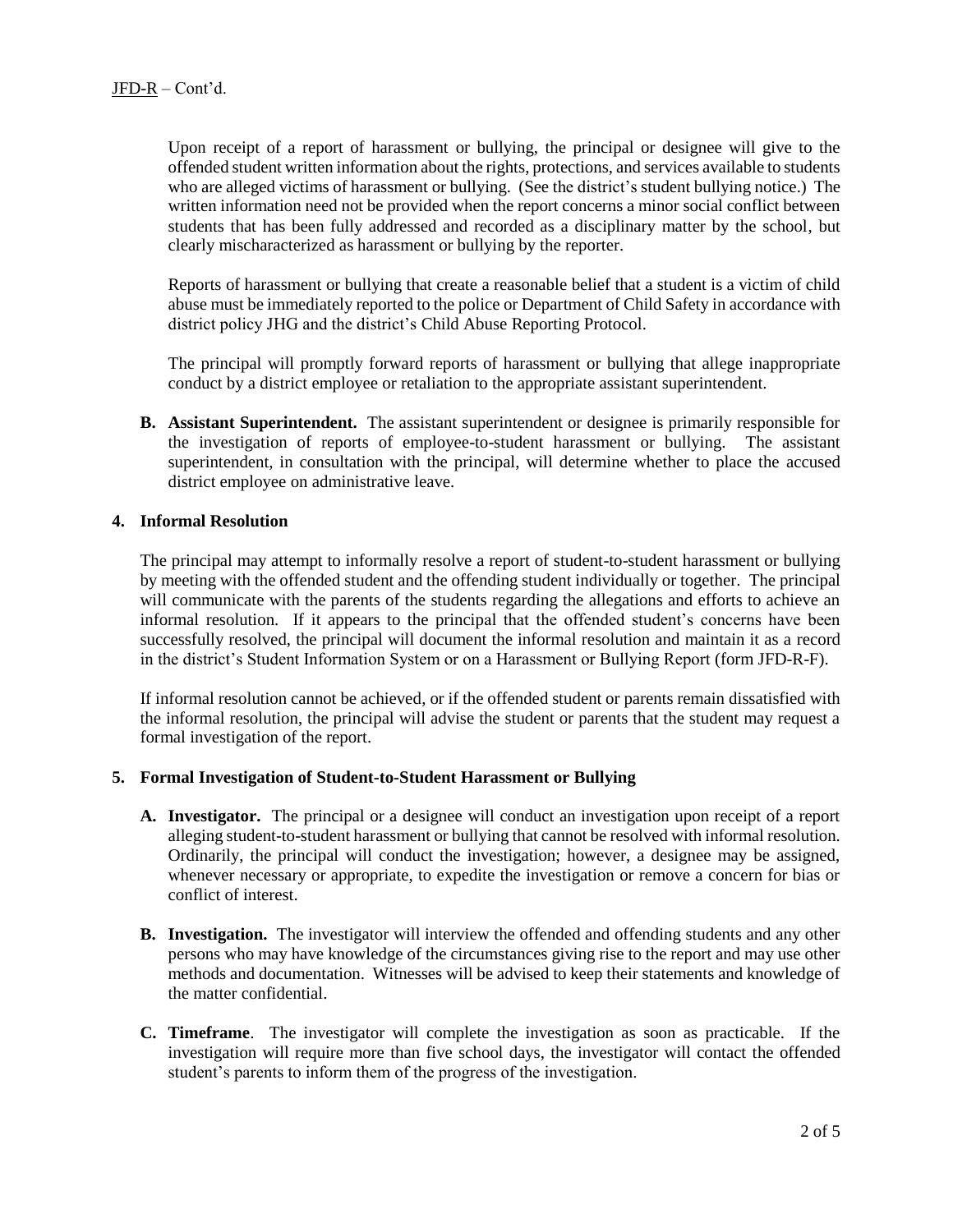Upon receipt of a report of harassment or bullying, the principal or designee will give to the offended student written information about the rights, protections, and services available to students who are alleged victims of harassment or bullying. (See the district's student bullying notice.) The written information need not be provided when the report concerns a minor social conflict between students that has been fully addressed and recorded as a disciplinary matter by the school, but clearly mischaracterized as harassment or bullying by the reporter.

Reports of harassment or bullying that create a reasonable belief that a student is a victim of child abuse must be immediately reported to the police or Department of Child Safety in accordance with district policy JHG and the district's Child Abuse Reporting Protocol.

The principal will promptly forward reports of harassment or bullying that allege inappropriate conduct by a district employee or retaliation to the appropriate assistant superintendent.

**B. Assistant Superintendent.** The assistant superintendent or designee is primarily responsible for the investigation of reports of employee-to-student harassment or bullying. The assistant superintendent, in consultation with the principal, will determine whether to place the accused district employee on administrative leave.

**4. Informal Resolution**

The principal may attempt to informally resolve a report of student-to-student harassment or bullying by meeting with the offended student and the offending student individually or together. The principal will communicate with the parents of the students regarding the allegations and efforts to achieve an informal resolution. If it appears to the principal that the offended student's concerns have been successfully resolved, the principal will document the informal resolution and maintain it as a record in the district's Student Information System or on a Harassment or Bullying Report (form JFD-R-F).

If informal resolution cannot be achieved, or if the offended student or parents remain dissatisfied with the informal resolution, the principal will advise the student or parents that the student may request a formal investigation of the report.

**5. Formal Investigation of Student-to-Student Harassment or Bullying**

**A. Investigator.** The principal or a designee will conduct an investigation upon receipt of a report alleging student-to-student harassment or bullying that cannot be resolved with informal resolution. Ordinarily, the principal will conduct the investigation; however, a designee may be assigned, whenever necessary or appropriate, to expedite the investigation or remove a concern for bias or conflict of interest.

**B. Investigation.** The investigator will interview the offended and offending students and any other persons who may have knowledge of the circumstances giving rise to the report and may use other methods and documentation. Witnesses will be advised to keep their statements and knowledge of the matter confidential.

**C. Timeframe**. The investigator will complete the investigation as soon as practicable. If the investigation will require more than five school days, the investigator will contact the offended student's parents to inform them of the progress of the investigation.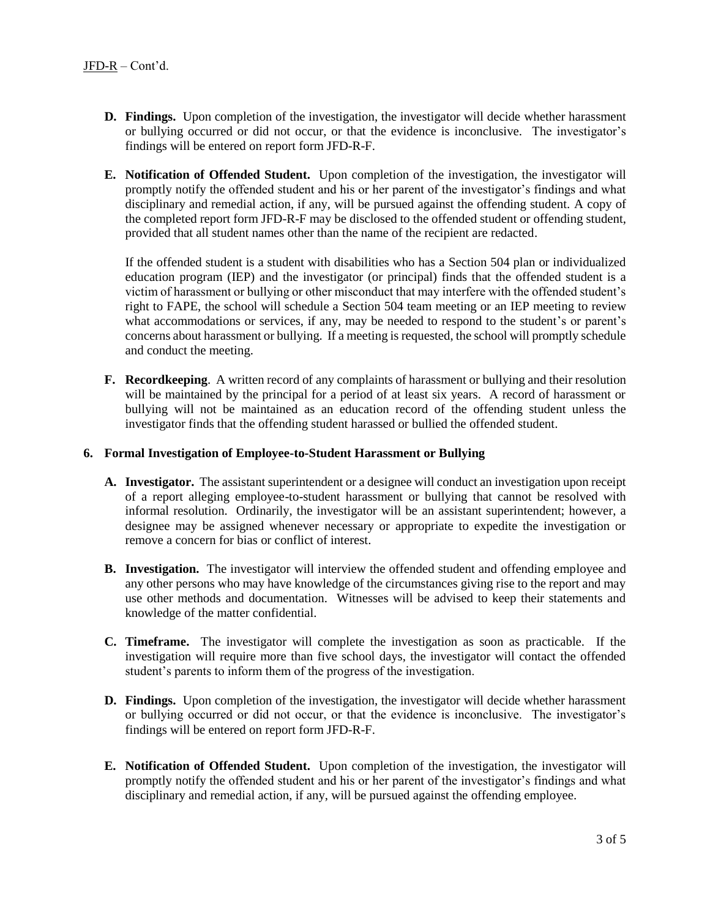- **D. Findings.** Upon completion of the investigation, the investigator will decide whether harassment or bullying occurred or did not occur, or that the evidence is inconclusive. The investigator's findings will be entered on report form JFD-R-F.

- **E. Notification of Offended Student.** Upon completion of the investigation, the investigator will promptly notify the offended student and his or her parent of the investigator's findings and what disciplinary and remedial action, if any, will be pursued against the offending student. A copy of the completed report form JFD-R-F may be disclosed to the offended student or offending student, provided that all student names other than the name of the recipient are redacted.

  If the offended student is a student with disabilities who has a Section 504 plan or individualized education program (IEP) and the investigator (or principal) finds that the offended student is a victim of harassment or bullying or other misconduct that may interfere with the offended student's right to FAPE, the school will schedule a Section 504 team meeting or an IEP meeting to review what accommodations or services, if any, may be needed to respond to the student's or parent's concerns about harassment or bullying. If a meeting is requested, the school will promptly schedule and conduct the meeting.

- **F. Recordkeeping**. A written record of any complaints of harassment or bullying and their resolution will be maintained by the principal for a period of at least six years. A record of harassment or bullying will not be maintained as an education record of the offending student unless the investigator finds that the offending student harassed or bullied the offended student.

**6. Formal Investigation of Employee-to-Student Harassment or Bullying**

- **A. Investigator.** The assistant superintendent or a designee will conduct an investigation upon receipt of a report alleging employee-to-student harassment or bullying that cannot be resolved with informal resolution. Ordinarily, the investigator will be an assistant superintendent; however, a designee may be assigned whenever necessary or appropriate to expedite the investigation or remove a concern for bias or conflict of interest.

- **B. Investigation.** The investigator will interview the offended student and offending employee and any other persons who may have knowledge of the circumstances giving rise to the report and may use other methods and documentation. Witnesses will be advised to keep their statements and knowledge of the matter confidential.

- **C. Timeframe.** The investigator will complete the investigation as soon as practicable. If the investigation will require more than five school days, the investigator will contact the offended student's parents to inform them of the progress of the investigation.

- **D. Findings.** Upon completion of the investigation, the investigator will decide whether harassment or bullying occurred or did not occur, or that the evidence is inconclusive. The investigator's findings will be entered on report form JFD-R-F.

- **E. Notification of Offended Student.** Upon completion of the investigation, the investigator will promptly notify the offended student and his or her parent of the investigator's findings and what disciplinary and remedial action, if any, will be pursued against the offending employee.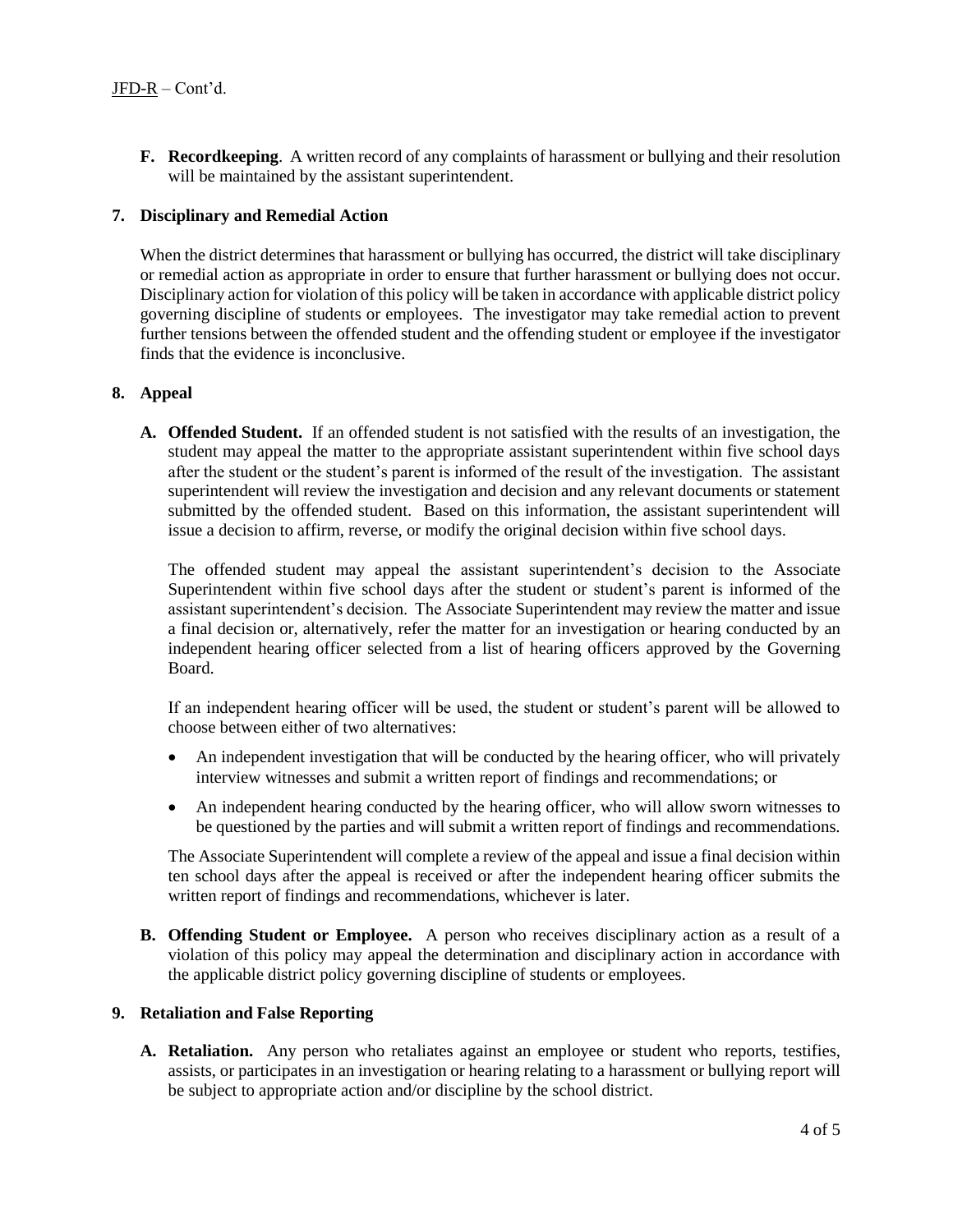**F. Recordkeeping**. A written record of any complaints of harassment or bullying and their resolution will be maintained by the assistant superintendent.

## 7. Disciplinary and Remedial Action

When the district determines that harassment or bullying has occurred, the district will take disciplinary or remedial action as appropriate in order to ensure that further harassment or bullying does not occur. Disciplinary action for violation of this policy will be taken in accordance with applicable district policy governing discipline of students or employees. The investigator may take remedial action to prevent further tensions between the offended student and the offending student or employee if the investigator finds that the evidence is inconclusive.

## 8. Appeal

**A. Offended Student.** If an offended student is not satisfied with the results of an investigation, the student may appeal the matter to the appropriate assistant superintendent within five school days after the student or the student's parent is informed of the result of the investigation. The assistant superintendent will review the investigation and decision and any relevant documents or statement submitted by the offended student. Based on this information, the assistant superintendent will issue a decision to affirm, reverse, or modify the original decision within five school days.

The offended student may appeal the assistant superintendent's decision to the Associate Superintendent within five school days after the student or student's parent is informed of the assistant superintendent's decision. The Associate Superintendent may review the matter and issue a final decision or, alternatively, refer the matter for an investigation or hearing conducted by an independent hearing officer selected from a list of hearing officers approved by the Governing Board.

If an independent hearing officer will be used, the student or student's parent will be allowed to choose between either of two alternatives:

- An independent investigation that will be conducted by the hearing officer, who will privately interview witnesses and submit a written report of findings and recommendations; or
- An independent hearing conducted by the hearing officer, who will allow sworn witnesses to be questioned by the parties and will submit a written report of findings and recommendations.

The Associate Superintendent will complete a review of the appeal and issue a final decision within ten school days after the appeal is received or after the independent hearing officer submits the written report of findings and recommendations, whichever is later.

**B. Offending Student or Employee.** A person who receives disciplinary action as a result of a violation of this policy may appeal the determination and disciplinary action in accordance with the applicable district policy governing discipline of students or employees.

## 9. Retaliation and False Reporting

**A. Retaliation.** Any person who retaliates against an employee or student who reports, testifies, assists, or participates in an investigation or hearing relating to a harassment or bullying report will be subject to appropriate action and/or discipline by the school district.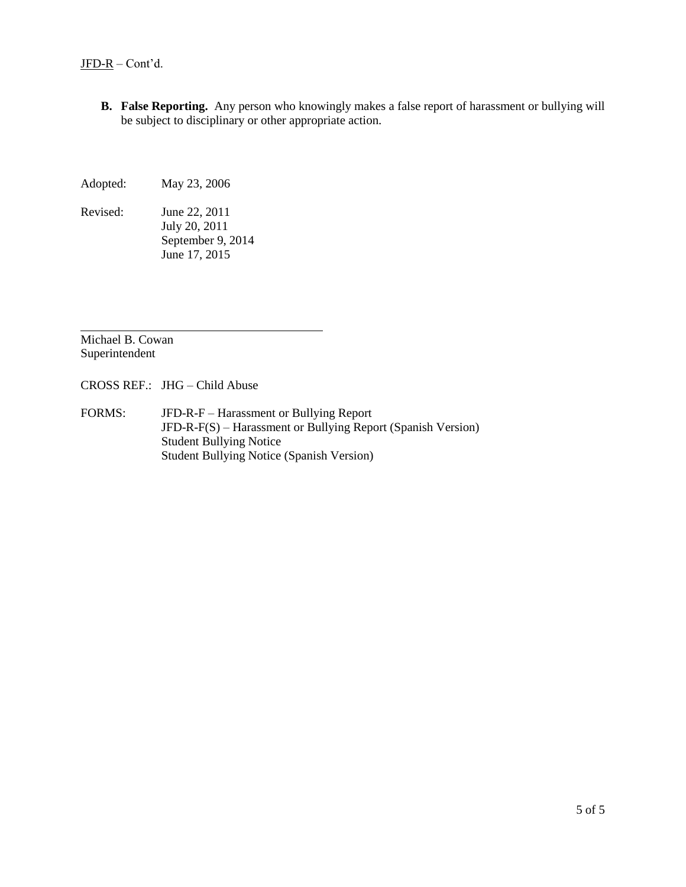**B. False Reporting.** Any person who knowingly makes a false report of harassment or bullying will be subject to disciplinary or other appropriate action.

Adopted: May 23, 2006

Revised: June 22, 2011
July 20, 2011
September 9, 2014
June 17, 2015

Michael B. Cowan
Superintendent

CROSS REF.: JHG – Child Abuse

FORMS: JFD-R-F – Harassment or Bullying Report
JFD-R-F(S) – Harassment or Bullying Report (Spanish Version)
Student Bullying Notice
Student Bullying Notice (Spanish Version)